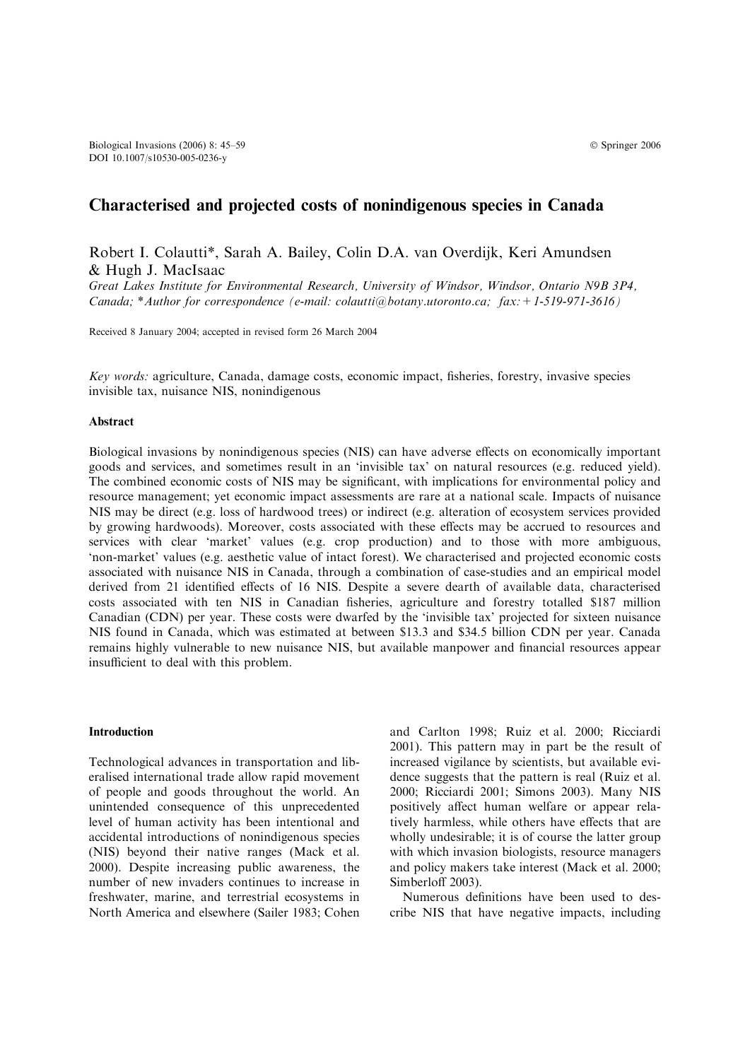Biological Invasions (2006) 8: 45–59
DOI 10.1007/s10530-005-0236-y

© Springer 2006

# Characterised and projected costs of nonindigenous species in Canada

Robert I. Colautti*, Sarah A. Bailey, Colin D.A. van Overdijk, Keri Amundsen & Hugh J. MacIsaac

*Great Lakes Institute for Environmental Research, University of Windsor, Windsor, Ontario N9B 3P4, Canada; \*Author for correspondence (e-mail: colautti@botany.utoronto.ca; fax: +1-519-971-3616)*

Received 8 January 2004; accepted in revised form 26 March 2004

*Key words:* agriculture, Canada, damage costs, economic impact, fisheries, forestry, invasive species invisible tax, nuisance NIS, nonindigenous

## Abstract

Biological invasions by nonindigenous species (NIS) can have adverse effects on economically important goods and services, and sometimes result in an 'invisible tax' on natural resources (e.g. reduced yield). The combined economic costs of NIS may be significant, with implications for environmental policy and resource management; yet economic impact assessments are rare at a national scale. Impacts of nuisance NIS may be direct (e.g. loss of hardwood trees) or indirect (e.g. alteration of ecosystem services provided by growing hardwoods). Moreover, costs associated with these effects may be accrued to resources and services with clear 'market' values (e.g. crop production) and to those with more ambiguous, 'non-market' values (e.g. aesthetic value of intact forest). We characterised and projected economic costs associated with nuisance NIS in Canada, through a combination of case-studies and an empirical model derived from 21 identified effects of 16 NIS. Despite a severe dearth of available data, characterised costs associated with ten NIS in Canadian fisheries, agriculture and forestry totalled $187 million Canadian (CDN) per year. These costs were dwarfed by the 'invisible tax' projected for sixteen nuisance NIS found in Canada, which was estimated at between $13.3 and $34.5 billion CDN per year. Canada remains highly vulnerable to new nuisance NIS, but available manpower and financial resources appear insufficient to deal with this problem.

## Introduction

Technological advances in transportation and liberalised international trade allow rapid movement of people and goods throughout the world. An unintended consequence of this unprecedented level of human activity has been intentional and accidental introductions of nonindigenous species (NIS) beyond their native ranges (Mack et al. 2000). Despite increasing public awareness, the number of new invaders continues to increase in freshwater, marine, and terrestrial ecosystems in North America and elsewhere (Sailer 1983; Cohen and Carlton 1998; Ruiz et al. 2000; Ricciardi 2001). This pattern may in part be the result of increased vigilance by scientists, but available evidence suggests that the pattern is real (Ruiz et al. 2000; Ricciardi 2001; Simons 2003). Many NIS positively affect human welfare or appear relatively harmless, while others have effects that are wholly undesirable; it is of course the latter group with which invasion biologists, resource managers and policy makers take interest (Mack et al. 2000; Simberloff 2003).

Numerous definitions have been used to describe NIS that have negative impacts, including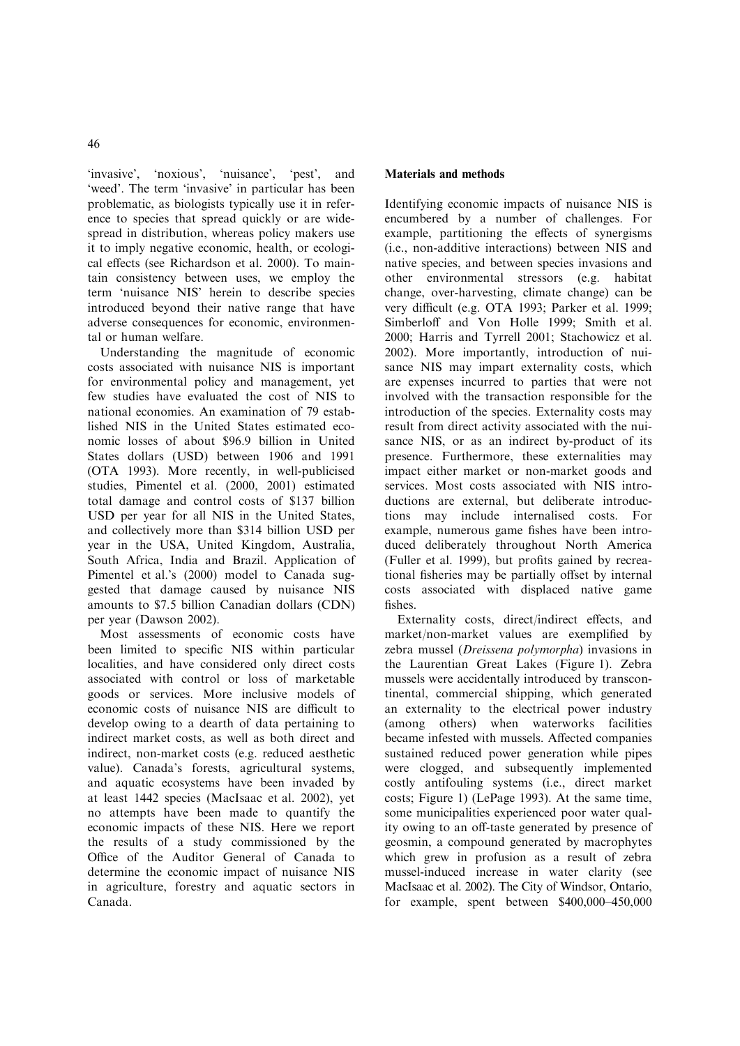'invasive', 'noxious', 'nuisance', 'pest', and 'weed'. The term 'invasive' in particular has been problematic, as biologists typically use it in reference to species that spread quickly or are widespread in distribution, whereas policy makers use it to imply negative economic, health, or ecological effects (see Richardson et al. 2000). To maintain consistency between uses, we employ the term 'nuisance NIS' herein to describe species introduced beyond their native range that have adverse consequences for economic, environmental or human welfare.

Understanding the magnitude of economic costs associated with nuisance NIS is important for environmental policy and management, yet few studies have evaluated the cost of NIS to national economies. An examination of 79 established NIS in the United States estimated economic losses of about \$96.9 billion in United States dollars (USD) between 1906 and 1991 (OTA 1993). More recently, in well-publicised studies, Pimentel et al. (2000, 2001) estimated total damage and control costs of \$137 billion USD per year for all NIS in the United States, and collectively more than \$314 billion USD per year in the USA, United Kingdom, Australia, South Africa, India and Brazil. Application of Pimentel et al.'s (2000) model to Canada suggested that damage caused by nuisance NIS amounts to \$7.5 billion Canadian dollars (CDN) per year (Dawson 2002).

Most assessments of economic costs have been limited to specific NIS within particular localities, and have considered only direct costs associated with control or loss of marketable goods or services. More inclusive models of economic costs of nuisance NIS are difficult to develop owing to a dearth of data pertaining to indirect market costs, as well as both direct and indirect, non-market costs (e.g. reduced aesthetic value). Canada's forests, agricultural systems, and aquatic ecosystems have been invaded by at least 1442 species (MacIsaac et al. 2002), yet no attempts have been made to quantify the economic impacts of these NIS. Here we report the results of a study commissioned by the Office of the Auditor General of Canada to determine the economic impact of nuisance NIS in agriculture, forestry and aquatic sectors in Canada.

## Materials and methods

Identifying economic impacts of nuisance NIS is encumbered by a number of challenges. For example, partitioning the effects of synergisms (i.e., non-additive interactions) between NIS and native species, and between species invasions and other environmental stressors (e.g. habitat change, over-harvesting, climate change) can be very difficult (e.g. OTA 1993; Parker et al. 1999; Simberloff and Von Holle 1999; Smith et al. 2000; Harris and Tyrrell 2001; Stachowicz et al. 2002). More importantly, introduction of nuisance NIS may impart externality costs, which are expenses incurred to parties that were not involved with the transaction responsible for the introduction of the species. Externality costs may result from direct activity associated with the nuisance NIS, or as an indirect by-product of its presence. Furthermore, these externalities may impact either market or non-market goods and services. Most costs associated with NIS introductions are external, but deliberate introductions may include internalised costs. For example, numerous game fishes have been introduced deliberately throughout North America (Fuller et al. 1999), but profits gained by recreational fisheries may be partially offset by internal costs associated with displaced native game fishes.

Externality costs, direct/indirect effects, and market/non-market values are exemplified by zebra mussel (*Dreissena polymorpha*) invasions in the Laurentian Great Lakes (Figure 1). Zebra mussels were accidentally introduced by transcontinental, commercial shipping, which generated an externality to the electrical power industry (among others) when waterworks facilities became infested with mussels. Affected companies sustained reduced power generation while pipes were clogged, and subsequently implemented costly antifouling systems (i.e., direct market costs; Figure 1) (LePage 1993). At the same time, some municipalities experienced poor water quality owing to an off-taste generated by presence of geosmin, a compound generated by macrophytes which grew in profusion as a result of zebra mussel-induced increase in water clarity (see MacIsaac et al. 2002). The City of Windsor, Ontario, for example, spent between \$400,000–450,000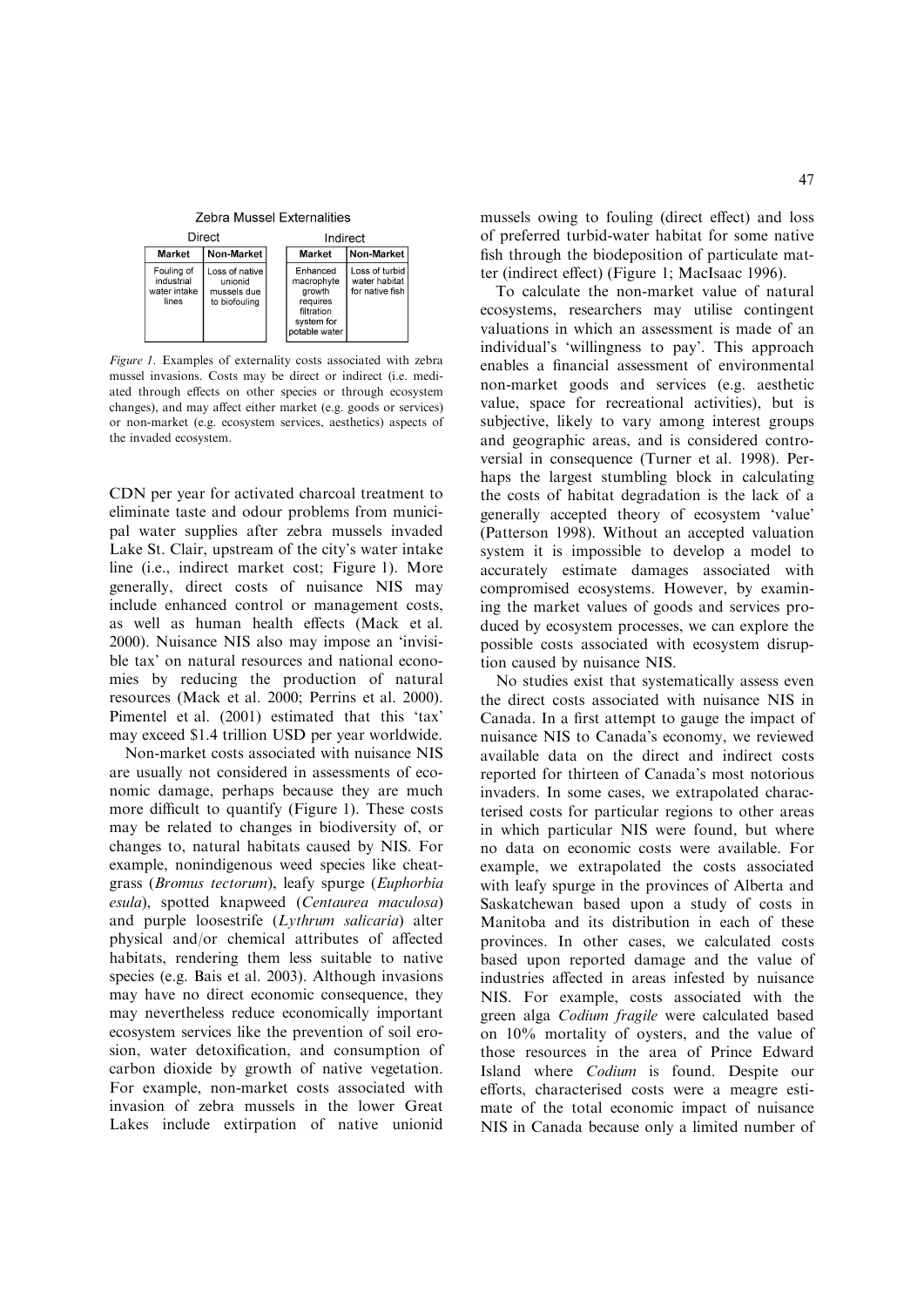Zebra Mussel Externalities

| Direct | | Indirect | |
|---|---|---|---|
| Market | Non-Market | Market | Non-Market |
| Fouling of industrial water intake lines | Loss of native unionid mussels due to biofouling | Enhanced macrophyte growth requires filtration system for potable water | Loss of turbid water habitat for native fish |

*Figure 1.* Examples of externality costs associated with zebra mussel invasions. Costs may be direct or indirect (i.e. mediated through effects on other species or through ecosystem changes), and may affect either market (e.g. goods or services) or non-market (e.g. ecosystem services, aesthetics) aspects of the invaded ecosystem.

CDN per year for activated charcoal treatment to eliminate taste and odour problems from municipal water supplies after zebra mussels invaded Lake St. Clair, upstream of the city's water intake line (i.e., indirect market cost; Figure 1). More generally, direct costs of nuisance NIS may include enhanced control or management costs, as well as human health effects (Mack et al. 2000). Nuisance NIS also may impose an 'invisible tax' on natural resources and national economies by reducing the production of natural resources (Mack et al. 2000; Perrins et al. 2000). Pimentel et al. (2001) estimated that this 'tax' may exceed \$1.4 trillion USD per year worldwide.

Non-market costs associated with nuisance NIS are usually not considered in assessments of economic damage, perhaps because they are much more difficult to quantify (Figure 1). These costs may be related to changes in biodiversity of, or changes to, natural habitats caused by NIS. For example, nonindigenous weed species like cheatgrass (*Bromus tectorum*), leafy spurge (*Euphorbia esula*), spotted knapweed (*Centaurea maculosa*) and purple loosestrife (*Lythrum salicaria*) alter physical and/or chemical attributes of affected habitats, rendering them less suitable to native species (e.g. Bais et al. 2003). Although invasions may have no direct economic consequence, they may nevertheless reduce economically important ecosystem services like the prevention of soil erosion, water detoxification, and consumption of carbon dioxide by growth of native vegetation. For example, non-market costs associated with invasion of zebra mussels in the lower Great Lakes include extirpation of native unionid mussels owing to fouling (direct effect) and loss of preferred turbid-water habitat for some native fish through the biodeposition of particulate matter (indirect effect) (Figure 1; MacIsaac 1996).

To calculate the non-market value of natural ecosystems, researchers may utilise contingent valuations in which an assessment is made of an individual's 'willingness to pay'. This approach enables a financial assessment of environmental non-market goods and services (e.g. aesthetic value, space for recreational activities), but is subjective, likely to vary among interest groups and geographic areas, and is considered controversial in consequence (Turner et al. 1998). Perhaps the largest stumbling block in calculating the costs of habitat degradation is the lack of a generally accepted theory of ecosystem 'value' (Patterson 1998). Without an accepted valuation system it is impossible to develop a model to accurately estimate damages associated with compromised ecosystems. However, by examining the market values of goods and services produced by ecosystem processes, we can explore the possible costs associated with ecosystem disruption caused by nuisance NIS.

No studies exist that systematically assess even the direct costs associated with nuisance NIS in Canada. In a first attempt to gauge the impact of nuisance NIS to Canada's economy, we reviewed available data on the direct and indirect costs reported for thirteen of Canada's most notorious invaders. In some cases, we extrapolated characterised costs for particular regions to other areas in which particular NIS were found, but where no data on economic costs were available. For example, we extrapolated the costs associated with leafy spurge in the provinces of Alberta and Saskatchewan based upon a study of costs in Manitoba and its distribution in each of these provinces. In other cases, we calculated costs based upon reported damage and the value of industries affected in areas infested by nuisance NIS. For example, costs associated with the green alga *Codium fragile* were calculated based on 10% mortality of oysters, and the value of those resources in the area of Prince Edward Island where *Codium* is found. Despite our efforts, characterised costs were a meagre estimate of the total economic impact of nuisance NIS in Canada because only a limited number of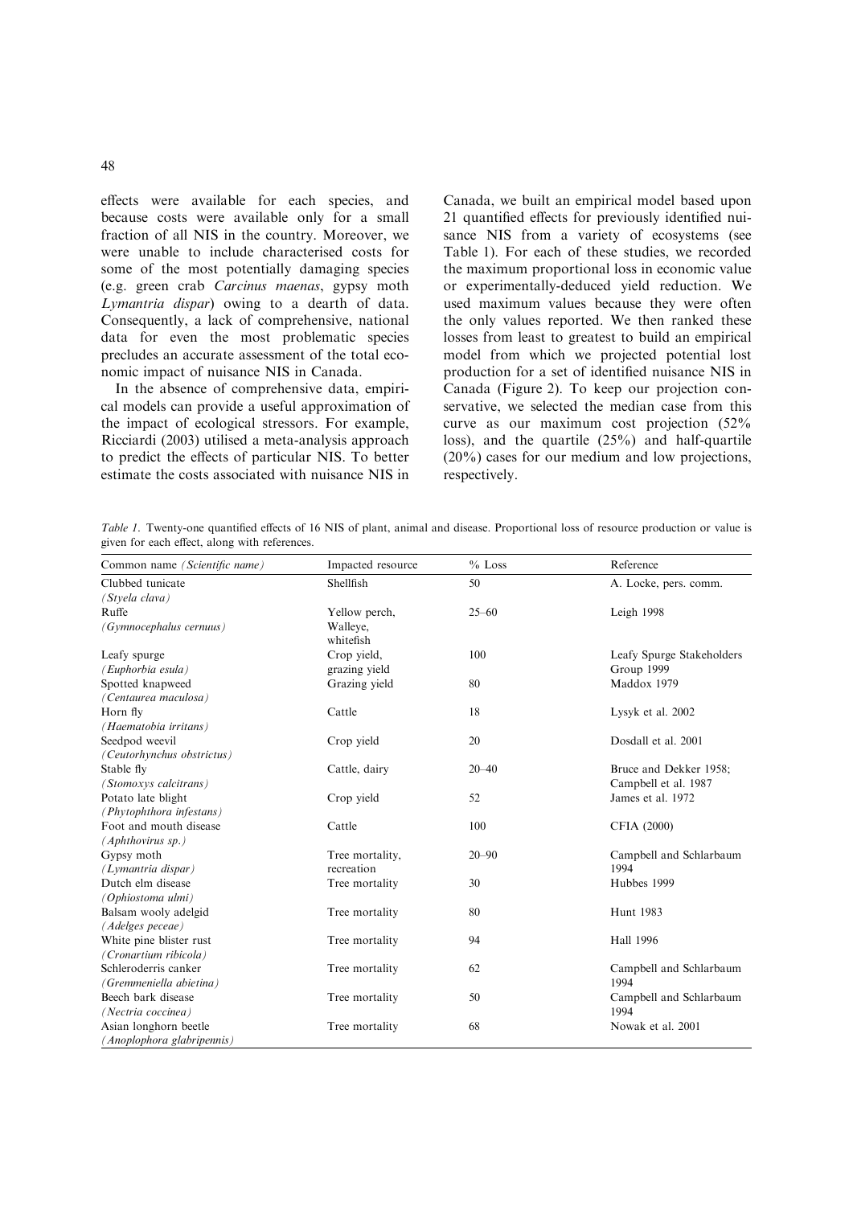effects were available for each species, and because costs were available only for a small fraction of all NIS in the country. Moreover, we were unable to include characterised costs for some of the most potentially damaging species (e.g. green crab *Carcinus maenas*, gypsy moth *Lymantria dispar*) owing to a dearth of data. Consequently, a lack of comprehensive, national data for even the most problematic species precludes an accurate assessment of the total economic impact of nuisance NIS in Canada.

In the absence of comprehensive data, empirical models can provide a useful approximation of the impact of ecological stressors. For example, Ricciardi (2003) utilised a meta-analysis approach to predict the effects of particular NIS. To better estimate the costs associated with nuisance NIS in Canada, we built an empirical model based upon 21 quantified effects for previously identified nuisance NIS from a variety of ecosystems (see Table 1). For each of these studies, we recorded the maximum proportional loss in economic value or experimentally-deduced yield reduction. We used maximum values because they were often the only values reported. We then ranked these losses from least to greatest to build an empirical model from which we projected potential lost production for a set of identified nuisance NIS in Canada (Figure 2). To keep our projection conservative, we selected the median case from this curve as our maximum cost projection (52% loss), and the quartile (25%) and half-quartile (20%) cases for our medium and low projections, respectively.

*Table 1.* Twenty-one quantified effects of 16 NIS of plant, animal and disease. Proportional loss of resource production or value is given for each effect, along with references.

| Common name *(Scientific name)* | Impacted resource | % Loss | Reference |
|---|---|---|---|
| Clubbed tunicate *(Styela clava)* | Shellfish | 50 | A. Locke, pers. comm. |
| Ruffe *(Gymnocephalus cernuus)* | Yellow perch, Walleye, whitefish | 25–60 | Leigh 1998 |
| Leafy spurge *(Euphorbia esula)* | Crop yield, grazing yield | 100 | Leafy Spurge Stakeholders Group 1999 |
| Spotted knapweed *(Centaurea maculosa)* | Grazing yield | 80 | Maddox 1979 |
| Horn fly *(Haematobia irritans)* | Cattle | 18 | Lysyk et al. 2002 |
| Seedpod weevil *(Ceutorhynchus obstrictus)* | Crop yield | 20 | Dosdall et al. 2001 |
| Stable fly *(Stomoxys calcitrans)* | Cattle, dairy | 20–40 | Bruce and Dekker 1958; Campbell et al. 1987 |
| Potato late blight *(Phytophthora infestans)* | Crop yield | 52 | James et al. 1972 |
| Foot and mouth disease *(Aphthovirus sp.)* | Cattle | 100 | CFIA (2000) |
| Gypsy moth *(Lymantria dispar)* | Tree mortality, recreation | 20–90 | Campbell and Schlarbaum 1994 |
| Dutch elm disease *(Ophiostoma ulmi)* | Tree mortality | 30 | Hubbes 1999 |
| Balsam wooly adelgid *(Adelges peceae)* | Tree mortality | 80 | Hunt 1983 |
| White pine blister rust *(Cronartium ribicola)* | Tree mortality | 94 | Hall 1996 |
| Schleroderris canker *(Gremmeniella abietina)* | Tree mortality | 62 | Campbell and Schlarbaum 1994 |
| Beech bark disease *(Nectria coccinea)* | Tree mortality | 50 | Campbell and Schlarbaum 1994 |
| Asian longhorn beetle *(Anoplophora glabripennis)* | Tree mortality | 68 | Nowak et al. 2001 |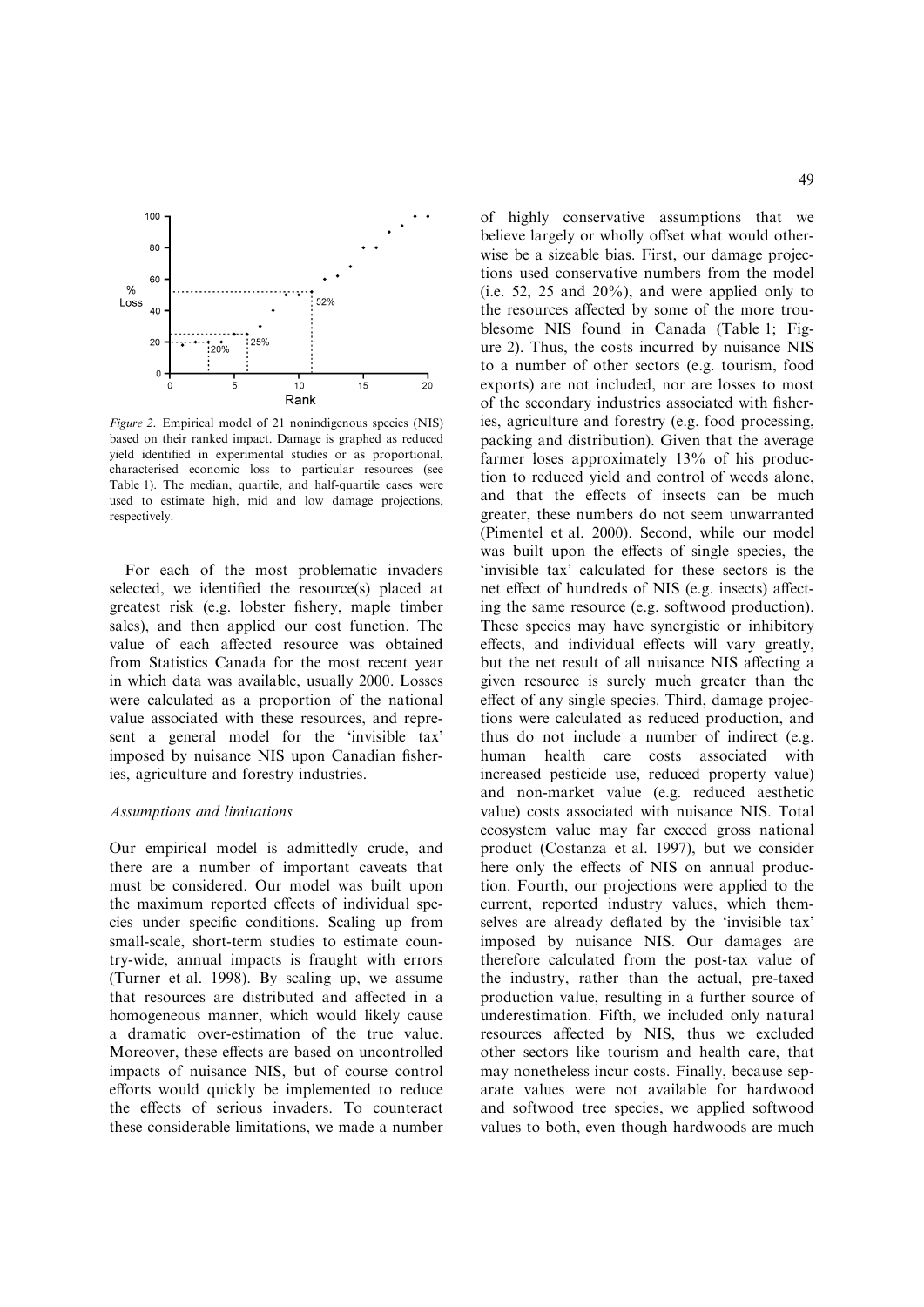100
80
60
%
Loss
40
20
0
0
5
10
15
20
Rank
52%
25%
20%

*Figure 2.* Empirical model of 21 nonindigenous species (NIS) based on their ranked impact. Damage is graphed as reduced yield identified in experimental studies or as proportional, characterised economic loss to particular resources (see Table 1). The median, quartile, and half-quartile cases were used to estimate high, mid and low damage projections, respectively.

For each of the most problematic invaders selected, we identified the resource(s) placed at greatest risk (e.g. lobster fishery, maple timber sales), and then applied our cost function. The value of each affected resource was obtained from Statistics Canada for the most recent year in which data was available, usually 2000. Losses were calculated as a proportion of the national value associated with these resources, and represent a general model for the 'invisible tax' imposed by nuisance NIS upon Canadian fisheries, agriculture and forestry industries.

### *Assumptions and limitations*

Our empirical model is admittedly crude, and there are a number of important caveats that must be considered. Our model was built upon the maximum reported effects of individual species under specific conditions. Scaling up from small-scale, short-term studies to estimate country-wide, annual impacts is fraught with errors (Turner et al. 1998). By scaling up, we assume that resources are distributed and affected in a homogeneous manner, which would likely cause a dramatic over-estimation of the true value. Moreover, these effects are based on uncontrolled impacts of nuisance NIS, but of course control efforts would quickly be implemented to reduce the effects of serious invaders. To counteract these considerable limitations, we made a number of highly conservative assumptions that we believe largely or wholly offset what would otherwise be a sizeable bias. First, our damage projections used conservative numbers from the model (i.e. 52, 25 and 20%), and were applied only to the resources affected by some of the more troublesome NIS found in Canada (Table 1; Figure 2). Thus, the costs incurred by nuisance NIS to a number of other sectors (e.g. tourism, food exports) are not included, nor are losses to most of the secondary industries associated with fisheries, agriculture and forestry (e.g. food processing, packing and distribution). Given that the average farmer loses approximately 13% of his production to reduced yield and control of weeds alone, and that the effects of insects can be much greater, these numbers do not seem unwarranted (Pimentel et al. 2000). Second, while our model was built upon the effects of single species, the 'invisible tax' calculated for these sectors is the net effect of hundreds of NIS (e.g. insects) affecting the same resource (e.g. softwood production). These species may have synergistic or inhibitory effects, and individual effects will vary greatly, but the net result of all nuisance NIS affecting a given resource is surely much greater than the effect of any single species. Third, damage projections were calculated as reduced production, and thus do not include a number of indirect (e.g. human health care costs associated with increased pesticide use, reduced property value) and non-market value (e.g. reduced aesthetic value) costs associated with nuisance NIS. Total ecosystem value may far exceed gross national product (Costanza et al. 1997), but we consider here only the effects of NIS on annual production. Fourth, our projections were applied to the current, reported industry values, which themselves are already deflated by the 'invisible tax' imposed by nuisance NIS. Our damages are therefore calculated from the post-tax value of the industry, rather than the actual, pre-taxed production value, resulting in a further source of underestimation. Fifth, we included only natural resources affected by NIS, thus we excluded other sectors like tourism and health care, that may nonetheless incur costs. Finally, because separate values were not available for hardwood and softwood tree species, we applied softwood values to both, even though hardwoods are much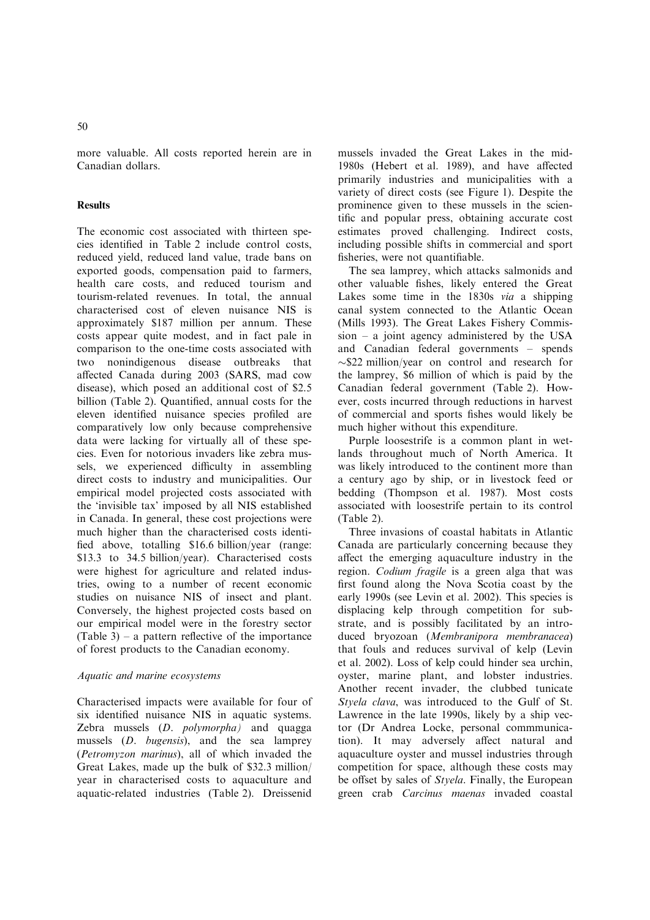more valuable. All costs reported herein are in Canadian dollars.

## Results

The economic cost associated with thirteen species identified in Table 2 include control costs, reduced yield, reduced land value, trade bans on exported goods, compensation paid to farmers, health care costs, and reduced tourism and tourism-related revenues. In total, the annual characterised cost of eleven nuisance NIS is approximately \$187 million per annum. These costs appear quite modest, and in fact pale in comparison to the one-time costs associated with two nonindigenous disease outbreaks that affected Canada during 2003 (SARS, mad cow disease), which posed an additional cost of \$2.5 billion (Table 2). Quantified, annual costs for the eleven identified nuisance species profiled are comparatively low only because comprehensive data were lacking for virtually all of these species. Even for notorious invaders like zebra mussels, we experienced difficulty in assembling direct costs to industry and municipalities. Our empirical model projected costs associated with the 'invisible tax' imposed by all NIS established in Canada. In general, these cost projections were much higher than the characterised costs identified above, totalling \$16.6 billion/year (range: \$13.3 to 34.5 billion/year). Characterised costs were highest for agriculture and related industries, owing to a number of recent economic studies on nuisance NIS of insect and plant. Conversely, the highest projected costs based on our empirical model were in the forestry sector (Table 3) – a pattern reflective of the importance of forest products to the Canadian economy.

### *Aquatic and marine ecosystems*

Characterised impacts were available for four of six identified nuisance NIS in aquatic systems. Zebra mussels (*D. polymorpha)* and quagga mussels (*D. bugensis*), and the sea lamprey (*Petromyzon marinus*), all of which invaded the Great Lakes, made up the bulk of \$32.3 million/year in characterised costs to aquaculture and aquatic-related industries (Table 2). Dreissenid mussels invaded the Great Lakes in the mid-1980s (Hebert et al. 1989), and have affected primarily industries and municipalities with a variety of direct costs (see Figure 1). Despite the prominence given to these mussels in the scientific and popular press, obtaining accurate cost estimates proved challenging. Indirect costs, including possible shifts in commercial and sport fisheries, were not quantifiable.

The sea lamprey, which attacks salmonids and other valuable fishes, likely entered the Great Lakes some time in the 1830s *via* a shipping canal system connected to the Atlantic Ocean (Mills 1993). The Great Lakes Fishery Commission – a joint agency administered by the USA and Canadian federal governments – spends ~\$22 million/year on control and research for the lamprey, \$6 million of which is paid by the Canadian federal government (Table 2). However, costs incurred through reductions in harvest of commercial and sports fishes would likely be much higher without this expenditure.

Purple loosestrife is a common plant in wetlands throughout much of North America. It was likely introduced to the continent more than a century ago by ship, or in livestock feed or bedding (Thompson et al. 1987). Most costs associated with loosestrife pertain to its control (Table 2).

Three invasions of coastal habitats in Atlantic Canada are particularly concerning because they affect the emerging aquaculture industry in the region. *Codium fragile* is a green alga that was first found along the Nova Scotia coast by the early 1990s (see Levin et al. 2002). This species is displacing kelp through competition for substrate, and is possibly facilitated by an introduced bryozoan (*Membranipora membranacea*) that fouls and reduces survival of kelp (Levin et al. 2002). Loss of kelp could hinder sea urchin, oyster, marine plant, and lobster industries. Another recent invader, the clubbed tunicate *Styela clava*, was introduced to the Gulf of St. Lawrence in the late 1990s, likely by a ship vector (Dr Andrea Locke, personal commmunication). It may adversely affect natural and aquaculture oyster and mussel industries through competition for space, although these costs may be offset by sales of *Styela*. Finally, the European green crab *Carcinus maenas* invaded coastal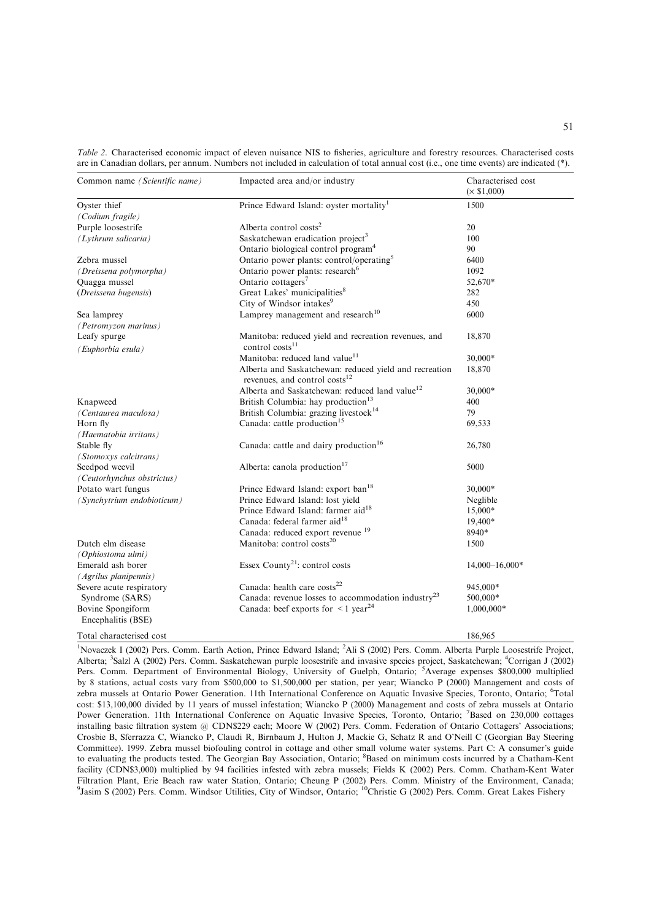*Table 2.* Characterised economic impact of eleven nuisance NIS to fisheries, agriculture and forestry resources. Characterised costs are in Canadian dollars, per annum. Numbers not included in calculation of total annual cost (i.e., one time events) are indicated (*).

| Common name *(Scientific name)* | Impacted area and/or industry | Characterised cost (× $1,000) |
|---|---|---|
| Oyster thief *(Codium fragile)* | Prince Edward Island: oyster mortality[1] | 1500 |
| Purple loosestrife *(Lythrum salicaria)* | Alberta control costs[2] | 20 |
| | Saskatchewan eradication project[3] | 100 |
| | Ontario biological control program[4] | 90 |
| Zebra mussel *(Dreissena polymorpha)* | Ontario power plants: control/operating[5] | 6400 |
| Quagga mussel *(Dreissena bugensis)* | Ontario power plants: research[6] | 1092 |
| | Ontario cottagers[7] | 52,670* |
| | Great Lakes' municipalities[8] | 282 |
| | City of Windsor intakes[9] | 450 |
| Sea lamprey *(Petromyzon marinus)* | Lamprey management and research[10] | 6000 |
| Leafy spurge *(Euphorbia esula)* | Manitoba: reduced yield and recreation revenues, and control costs[11] | 18,870 |
| | Manitoba: reduced land value[11] | 30,000* |
| | Alberta and Saskatchewan: reduced yield and recreation revenues, and control costs[12] | 18,870 |
| | Alberta and Saskatchewan: reduced land value[12] | 30,000* |
| Knapweed *(Centaurea maculosa)* | British Columbia: hay production[13] | 400 |
| | British Columbia: grazing livestock[14] | 79 |
| Horn fly *(Haematobia irritans)* | Canada: cattle production[15] | 69,533 |
| Stable fly *(Stomoxys calcitrans)* | Canada: cattle and dairy production[16] | 26,780 |
| Seedpod weevil *(Ceutorhynchus obstrictus)* | Alberta: canola production[17] | 5000 |
| Potato wart fungus *(Synchytrium endobioticum)* | Prince Edward Island: export ban[18] | 30,000* |
| | Prince Edward Island: lost yield | Neglible |
| | Prince Edward Island: farmer aid[18] | 15,000* |
| | Canada: federal farmer aid[18] | 19,400* |
| | Canada: reduced export revenue [19] | 8940* |
| Dutch elm disease *(Ophiostoma ulmi)* | Manitoba: control costs[20] | 1500 |
| Emerald ash borer *(Agrilus planipennis)* | Essex County[21]: control costs | 14,000–16,000* |
| Severe acute respiratory Syndrome (SARS) | Canada: health care costs[22] | 945,000* |
| | Canada: revenue losses to accommodation industry[23] | 500,000* |
| Bovine Spongiform Encephalitis (BSE) | Canada: beef exports for < 1 year[24] | 1,000,000* |
| Total characterised cost | | 186,965 |

[1]Novaczek I (2002) Pers. Comm. Earth Action, Prince Edward Island; [2]Ali S (2002) Pers. Comm. Alberta Purple Loosestrife Project, Alberta; [3]Salzl A (2002) Pers. Comm. Saskatchewan purple loosestrife and invasive species project, Saskatchewan; [4]Corrigan J (2002) Pers. Comm. Department of Environmental Biology, University of Guelph, Ontario; [5]Average expenses $800,000 multiplied by 8 stations, actual costs vary from $500,000 to $1,500,000 per station, per year; Wiancko P (2000) Management and costs of zebra mussels at Ontario Power Generation. 11th International Conference on Aquatic Invasive Species, Toronto, Ontario; [6]Total cost: $13,100,000 divided by 11 years of mussel infestation; Wiancko P (2000) Management and costs of zebra mussels at Ontario Power Generation. 11th International Conference on Aquatic Invasive Species, Toronto, Ontario; [7]Based on 230,000 cottages installing basic filtration system @ CDN$229 each; Moore W (2002) Pers. Comm. Federation of Ontario Cottagers' Associations; Crosbie B, Sferrazza C, Wiancko P, Claudi R, Birnbaum J, Hulton J, Mackie G, Schatz R and O'Neill C (Georgian Bay Steering Committee). 1999. Zebra mussel biofouling control in cottage and other small volume water systems. Part C: A consumer's guide to evaluating the products tested. The Georgian Bay Association, Ontario; [8]Based on minimum costs incurred by a Chatham-Kent facility (CDN$3,000) multiplied by 94 facilities infested with zebra mussels; Fields K (2002) Pers. Comm. Chatham-Kent Water Filtration Plant, Erie Beach raw water Station, Ontario; Cheung P (2002) Pers. Comm. Ministry of the Environment, Canada; [9]Jasim S (2002) Pers. Comm. Windsor Utilities, City of Windsor, Ontario; [10]Christie G (2002) Pers. Comm. Great Lakes Fishery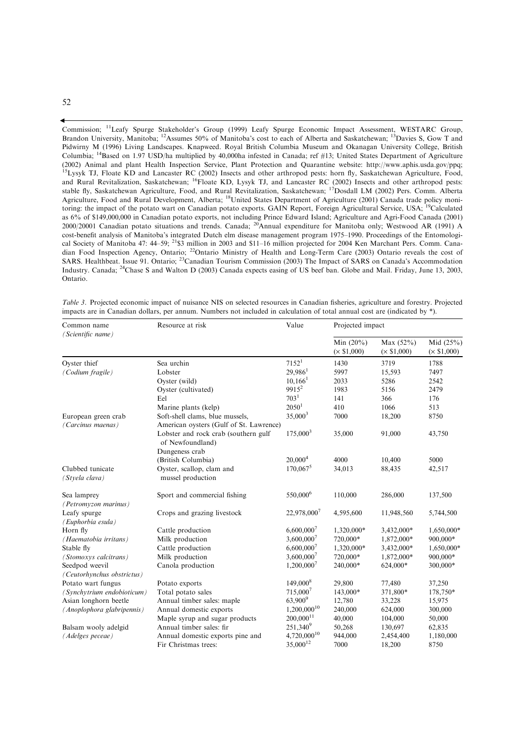Commission; [11]Leafy Spurge Stakeholder's Group (1999) Leafy Spurge Economic Impact Assessment, WESTARC Group, Brandon University, Manitoba; [12]Assumes 50% of Manitoba's cost to each of Alberta and Saskatchewan; [13]Davies S, Gow T and Pidwirny M (1996) Living Landscapes. Knapweed. Royal British Columbia Museum and Okanagan University College, British Columbia; [14]Based on 1.97 USD/ha multiplied by 40,000ha infested in Canada; ref #13; United States Department of Agriculture (2002) Animal and plant Health Inspection Service, Plant Protection and Quarantine website: http://www.aphis.usda.gov/ppq; [15]Lysyk TJ, Floate KD and Lancaster RC (2002) Insects and other arthropod pests: horn fly, Saskatchewan Agriculture, Food, and Rural Revitalization, Saskatchewan; [16]Floate KD, Lysyk TJ, and Lancaster RC (2002) Insects and other arthropod pests: stable fly, Saskatchewan Agriculture, Food, and Rural Revitalization, Saskatchewan; [17]Dosdall LM (2002) Pers. Comm. Alberta Agriculture, Food and Rural Development, Alberta; [18]United States Department of Agriculture (2001) Canada trade policy monitoring: the impact of the potato wart on Canadian potato exports. GAIN Report, Foreign Agricultural Service, USA; [19]Calculated as 6% of $149,000,000 in Canadian potato exports, not including Prince Edward Island; Agriculture and Agri-Food Canada (2001) 2000/20001 Canadian potato situations and trends. Canada; [20]Annual expenditure for Manitoba only; Westwood AR (1991) A cost-benefit analysis of Manitoba's integrated Dutch elm disease management program 1975–1990. Proceedings of the Entomological Society of Manitoba 47: 44–59; [21]$3 million in 2003 and $11–16 million projected for 2004 Ken Marchant Pers. Comm. Canadian Food Inspection Agency, Ontario; [22]Ontario Ministry of Health and Long-Term Care (2003) Ontario reveals the cost of SARS. Healthbeat. Issue 91. Ontario; [23]Canadian Tourism Commission (2003) The Impact of SARS on Canada's Accommodation Industry. Canada; [24]Chase S and Walton D (2003) Canada expects easing of US beef ban. Globe and Mail. Friday, June 13, 2003, Ontario.

*Table 3.* Projected economic impact of nuisance NIS on selected resources in Canadian fisheries, agriculture and forestry. Projected impacts are in Canadian dollars, per annum. Numbers not included in calculation of total annual cost are (indicated by *).

| Common name (*Scientific name*) | Resource at risk | Value | Projected impact | | |
|---|---|---|---|---|---|
| | | | Min (20%) (× $1,000) | Max (52%) (× $1,000) | Mid (25%) (× $1,000) |
| Oyster thief | Sea urchin | 7152[1] | 1430 | 3719 | 1788 |
| (*Codium fragile*) | Lobster | 29,986[1] | 5997 | 15,593 | 7497 |
| | Oyster (wild) | 10,166[1] | 2033 | 5286 | 2542 |
| | Oyster (cultivated) | 9915[2] | 1983 | 5156 | 2479 |
| | Eel | 703[1] | 141 | 366 | 176 |
| | Marine plants (kelp) | 2050[1] | 410 | 1066 | 513 |
| European green crab (*Carcinus maenas*) | Soft-shell clams, blue mussels, American oysters (Gulf of St. Lawrence) | 35,000[3] | 7000 | 18,200 | 8750 |
| | Lobster and rock crab (southern gulf of Newfoundland) | 175,000[3] | 35,000 | 91,000 | 43,750 |
| | Dungeness crab (British Columbia) | 20,000[4] | 4000 | 10,400 | 5000 |
| Clubbed tunicate (*Styela clava*) | Oyster, scallop, clam and mussel production | 170,067[5] | 34,013 | 88,435 | 42,517 |
| Sea lamprey (*Petromyzon marinus*) | Sport and commercial fishing | 550,000[6] | 110,000 | 286,000 | 137,500 |
| Leafy spurge (*Euphorbia esula*) | Crops and grazing livestock | 22,978,000[7] | 4,595,600 | 11,948,560 | 5,744,500 |
| Horn fly | Cattle production | 6,600,000[7] | 1,320,000* | 3,432,000* | 1,650,000* |
| (*Haematobia irritans*) | Milk production | 3,600,000[7] | 720,000* | 1,872,000* | 900,000* |
| Stable fly | Cattle production | 6,600,000[7] | 1,320,000* | 3,432,000* | 1,650,000* |
| (*Stomoxys calcitrans*) | Milk production | 3,600,000[7] | 720,000* | 1,872,000* | 900,000* |
| Seedpod weevil (*Ceutorhynchus obstrictus*) | Canola production | 1,200,000[7] | 240,000* | 624,000* | 300,000* |
| Potato wart fungus | Potato exports | 149,000[8] | 29,800 | 77,480 | 37,250 |
| (*Synchytrium endobioticum*) | Total potato sales | 715,000[7] | 143,000* | 371,800* | 178,750* |
| Asian longhorn beetle | Annual timber sales: maple | 63,900[9] | 12,780 | 33,228 | 15,975 |
| (*Anoplophora glabripennis*) | Annual domestic exports | 1,200,000[10] | 240,000 | 624,000 | 300,000 |
| | Maple syrup and sugar products | 200,000[11] | 40,000 | 104,000 | 50,000 |
| Balsam wooly adelgid | Annual timber sales: fir | 251,340[9] | 50,268 | 130,697 | 62,835 |
| (*Adelges peceae*) | Annual domestic exports pine and | 4,720,000[10] | 944,000 | 2,454,400 | 1,180,000 |
| | Fir Christmas trees: | 35,000[12] | 7000 | 18,200 | 8750 |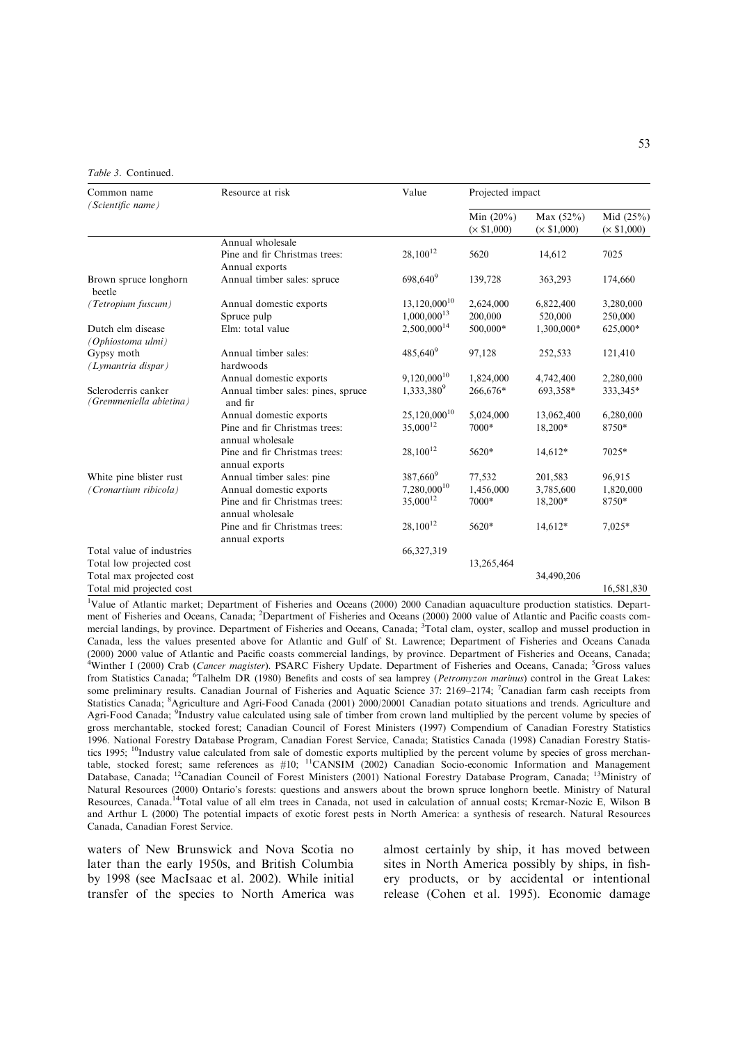*Table 3.* Continued.

| Common name (*Scientific name*) | Resource at risk | Value | Projected impact | | |
|---|---|---|---|---|---|
| | | | Min (20%) (× $1,000) | Max (52%) (× $1,000) | Mid (25%) (× $1,000) |
| | Annual wholesale | | | | |
| | Pine and fir Christmas trees: Annual exports | 28,100[12] | 5620 | 14,612 | 7025 |
| Brown spruce longhorn beetle | Annual timber sales: spruce | 698,640[9] | 139,728 | 363,293 | 174,660 |
| (*Tetropium fuscum*) | Annual domestic exports | 13,120,000[10] | 2,624,000 | 6,822,400 | 3,280,000 |
| | Spruce pulp | 1,000,000[13] | 200,000 | 520,000 | 250,000 |
| Dutch elm disease (*Ophiostoma ulmi*) | Elm: total value | 2,500,000[14] | 500,000* | 1,300,000* | 625,000* |
| Gypsy moth (*Lymantria dispar*) | Annual timber sales: hardwoods | 485,640[9] | 97,128 | 252,533 | 121,410 |
| | Annual domestic exports | 9,120,000[10] | 1,824,000 | 4,742,400 | 2,280,000 |
| Scleroderris canker (*Gremmeniella abietina*) | Annual timber sales: pines, spruce and fir | 1,333,380[9] | 266,676* | 693,358* | 333,345* |
| | Annual domestic exports | 25,120,000[10] | 5,024,000 | 13,062,400 | 6,280,000 |
| | Pine and fir Christmas trees: annual wholesale | 35,000[12] | 7000* | 18,200* | 8750* |
| | Pine and fir Christmas trees: annual exports | 28,100[12] | 5620* | 14,612* | 7025* |
| White pine blister rust | Annual timber sales: pine | 387,660[9] | 77,532 | 201,583 | 96,915 |
| (*Cronartium ribicola*) | Annual domestic exports | 7,280,000[10] | 1,456,000 | 3,785,600 | 1,820,000 |
| | Pine and fir Christmas trees: annual wholesale | 35,000[12] | 7000* | 18,200* | 8750* |
| | Pine and fir Christmas trees: annual exports | 28,100[12] | 5620* | 14,612* | 7,025* |
| Total value of industries | | 66,327,319 | | | |
| Total low projected cost | | | 13,265,464 | | |
| Total max projected cost | | | | 34,490,206 | |
| Total mid projected cost | | | | | 16,581,830 |

[1]Value of Atlantic market; Department of Fisheries and Oceans (2000) 2000 Canadian aquaculture production statistics. Department of Fisheries and Oceans, Canada; [2]Department of Fisheries and Oceans (2000) 2000 value of Atlantic and Pacific coasts commercial landings, by province. Department of Fisheries and Oceans, Canada; [3]Total clam, oyster, scallop and mussel production in Canada, less the values presented above for Atlantic and Gulf of St. Lawrence; Department of Fisheries and Oceans Canada (2000) 2000 value of Atlantic and Pacific coasts commercial landings, by province. Department of Fisheries and Oceans, Canada; [4]Winther I (2000) Crab (*Cancer magister*). PSARC Fishery Update. Department of Fisheries and Oceans, Canada; [5]Gross values from Statistics Canada; [6]Talhelm DR (1980) Benefits and costs of sea lamprey (*Petromyzon marinus*) control in the Great Lakes: some preliminary results. Canadian Journal of Fisheries and Aquatic Science 37: 2169–2174; [7]Canadian farm cash receipts from Statistics Canada; [8]Agriculture and Agri-Food Canada (2001) 2000/20001 Canadian potato situations and trends. Agriculture and Agri-Food Canada; [9]Industry value calculated using sale of timber from crown land multiplied by the percent volume by species of gross merchantable, stocked forest; Canadian Council of Forest Ministers (1997) Compendium of Canadian Forestry Statistics 1996. National Forestry Database Program, Canadian Forest Service, Canada; Statistics Canada (1998) Canadian Forestry Statistics 1995; [10]Industry value calculated from sale of domestic exports multiplied by the percent volume by species of gross merchantable, stocked forest; same references as #10; [11]CANSIM (2002) Canadian Socio-economic Information and Management Database, Canada; [12]Canadian Council of Forest Ministers (2001) National Forestry Database Program, Canada; [13]Ministry of Natural Resources (2000) Ontario's forests: questions and answers about the brown spruce longhorn beetle. Ministry of Natural Resources, Canada.[14]Total value of all elm trees in Canada, not used in calculation of annual costs; Krcmar-Nozic E, Wilson B and Arthur L (2000) The potential impacts of exotic forest pests in North America: a synthesis of research. Natural Resources Canada, Canadian Forest Service.

waters of New Brunswick and Nova Scotia no later than the early 1950s, and British Columbia by 1998 (see MacIsaac et al. 2002). While initial transfer of the species to North America was almost certainly by ship, it has moved between sites in North America possibly by ships, in fishery products, or by accidental or intentional release (Cohen et al. 1995). Economic damage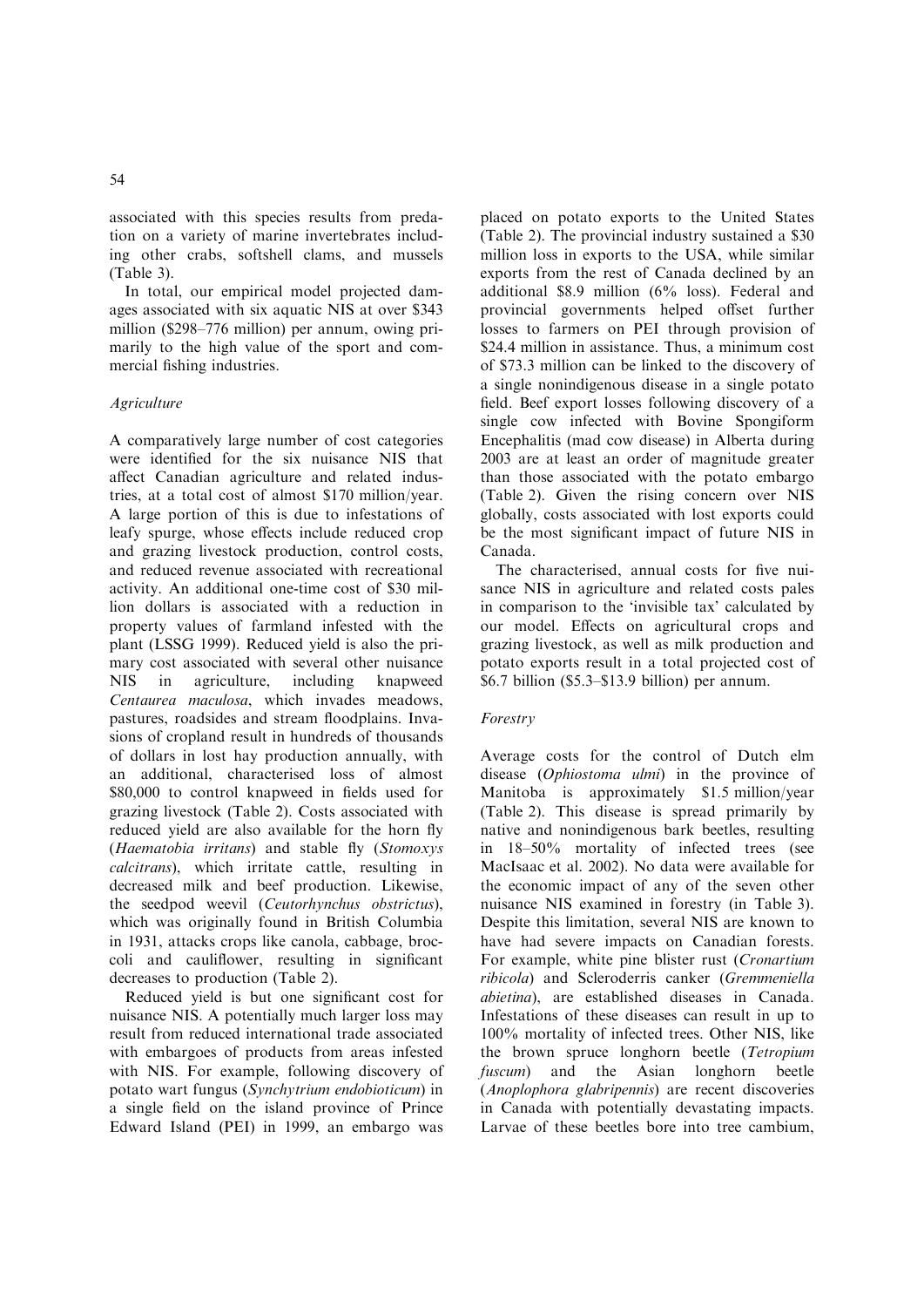associated with this species results from predation on a variety of marine invertebrates including other crabs, softshell clams, and mussels (Table 3).

In total, our empirical model projected damages associated with six aquatic NIS at over $343 million ($298–776 million) per annum, owing primarily to the high value of the sport and commercial fishing industries.

### *Agriculture*

A comparatively large number of cost categories were identified for the six nuisance NIS that affect Canadian agriculture and related industries, at a total cost of almost $170 million/year. A large portion of this is due to infestations of leafy spurge, whose effects include reduced crop and grazing livestock production, control costs, and reduced revenue associated with recreational activity. An additional one-time cost of $30 million dollars is associated with a reduction in property values of farmland infested with the plant (LSSG 1999). Reduced yield is also the primary cost associated with several other nuisance NIS in agriculture, including knapweed *Centaurea maculosa*, which invades meadows, pastures, roadsides and stream floodplains. Invasions of cropland result in hundreds of thousands of dollars in lost hay production annually, with an additional, characterised loss of almost $80,000 to control knapweed in fields used for grazing livestock (Table 2). Costs associated with reduced yield are also available for the horn fly (*Haematobia irritans*) and stable fly (*Stomoxys calcitrans*), which irritate cattle, resulting in decreased milk and beef production. Likewise, the seedpod weevil (*Ceutorhynchus obstrictus*), which was originally found in British Columbia in 1931, attacks crops like canola, cabbage, broccoli and cauliflower, resulting in significant decreases to production (Table 2).

Reduced yield is but one significant cost for nuisance NIS. A potentially much larger loss may result from reduced international trade associated with embargoes of products from areas infested with NIS. For example, following discovery of potato wart fungus (*Synchytrium endobioticum*) in a single field on the island province of Prince Edward Island (PEI) in 1999, an embargo was placed on potato exports to the United States (Table 2). The provincial industry sustained a $30 million loss in exports to the USA, while similar exports from the rest of Canada declined by an additional $8.9 million (6% loss). Federal and provincial governments helped offset further losses to farmers on PEI through provision of $24.4 million in assistance. Thus, a minimum cost of $73.3 million can be linked to the discovery of a single nonindigenous disease in a single potato field. Beef export losses following discovery of a single cow infected with Bovine Spongiform Encephalitis (mad cow disease) in Alberta during 2003 are at least an order of magnitude greater than those associated with the potato embargo (Table 2). Given the rising concern over NIS globally, costs associated with lost exports could be the most significant impact of future NIS in Canada.

The characterised, annual costs for five nuisance NIS in agriculture and related costs pales in comparison to the 'invisible tax' calculated by our model. Effects on agricultural crops and grazing livestock, as well as milk production and potato exports result in a total projected cost of $6.7 billion ($5.3–$13.9 billion) per annum.

### *Forestry*

Average costs for the control of Dutch elm disease (*Ophiostoma ulmi*) in the province of Manitoba is approximately $1.5 million/year (Table 2). This disease is spread primarily by native and nonindigenous bark beetles, resulting in 18–50% mortality of infected trees (see MacIsaac et al. 2002). No data were available for the economic impact of any of the seven other nuisance NIS examined in forestry (in Table 3). Despite this limitation, several NIS are known to have had severe impacts on Canadian forests. For example, white pine blister rust (*Cronartium ribicola*) and Scleroderris canker (*Gremmeniella abietina*), are established diseases in Canada. Infestations of these diseases can result in up to 100% mortality of infected trees. Other NIS, like the brown spruce longhorn beetle (*Tetropium fuscum*) and the Asian longhorn beetle (*Anoplophora glabripennis*) are recent discoveries in Canada with potentially devastating impacts. Larvae of these beetles bore into tree cambium,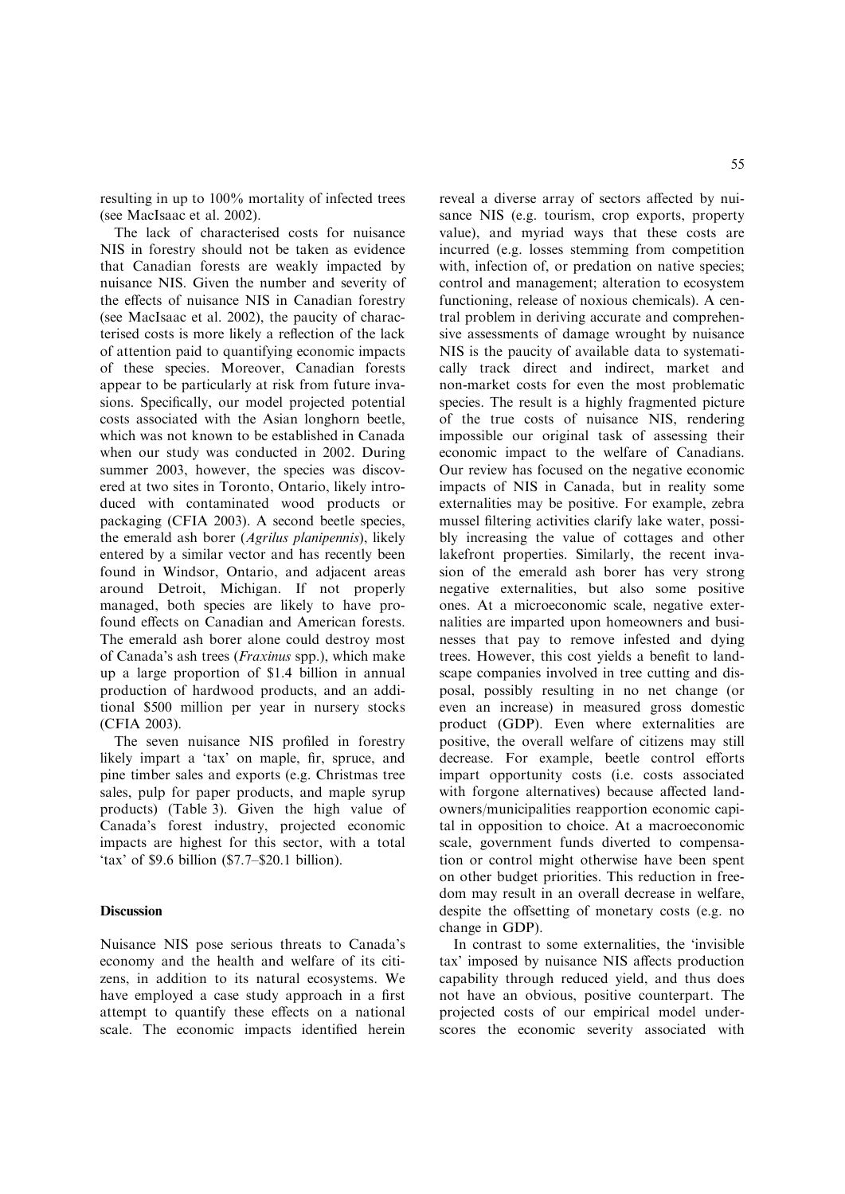resulting in up to 100% mortality of infected trees (see MacIsaac et al. 2002).

The lack of characterised costs for nuisance NIS in forestry should not be taken as evidence that Canadian forests are weakly impacted by nuisance NIS. Given the number and severity of the effects of nuisance NIS in Canadian forestry (see MacIsaac et al. 2002), the paucity of characterised costs is more likely a reflection of the lack of attention paid to quantifying economic impacts of these species. Moreover, Canadian forests appear to be particularly at risk from future invasions. Specifically, our model projected potential costs associated with the Asian longhorn beetle, which was not known to be established in Canada when our study was conducted in 2002. During summer 2003, however, the species was discovered at two sites in Toronto, Ontario, likely introduced with contaminated wood products or packaging (CFIA 2003). A second beetle species, the emerald ash borer (*Agrilus planipennis*), likely entered by a similar vector and has recently been found in Windsor, Ontario, and adjacent areas around Detroit, Michigan. If not properly managed, both species are likely to have profound effects on Canadian and American forests. The emerald ash borer alone could destroy most of Canada's ash trees (*Fraxinus* spp.), which make up a large proportion of $1.4 billion in annual production of hardwood products, and an additional $500 million per year in nursery stocks (CFIA 2003).

The seven nuisance NIS profiled in forestry likely impart a 'tax' on maple, fir, spruce, and pine timber sales and exports (e.g. Christmas tree sales, pulp for paper products, and maple syrup products) (Table 3). Given the high value of Canada's forest industry, projected economic impacts are highest for this sector, with a total 'tax' of $9.6 billion ($7.7–$20.1 billion).

## Discussion

Nuisance NIS pose serious threats to Canada's economy and the health and welfare of its citizens, in addition to its natural ecosystems. We have employed a case study approach in a first attempt to quantify these effects on a national scale. The economic impacts identified herein reveal a diverse array of sectors affected by nuisance NIS (e.g. tourism, crop exports, property value), and myriad ways that these costs are incurred (e.g. losses stemming from competition with, infection of, or predation on native species; control and management; alteration to ecosystem functioning, release of noxious chemicals). A central problem in deriving accurate and comprehensive assessments of damage wrought by nuisance NIS is the paucity of available data to systematically track direct and indirect, market and non-market costs for even the most problematic species. The result is a highly fragmented picture of the true costs of nuisance NIS, rendering impossible our original task of assessing their economic impact to the welfare of Canadians. Our review has focused on the negative economic impacts of NIS in Canada, but in reality some externalities may be positive. For example, zebra mussel filtering activities clarify lake water, possibly increasing the value of cottages and other lakefront properties. Similarly, the recent invasion of the emerald ash borer has very strong negative externalities, but also some positive ones. At a microeconomic scale, negative externalities are imparted upon homeowners and businesses that pay to remove infested and dying trees. However, this cost yields a benefit to landscape companies involved in tree cutting and disposal, possibly resulting in no net change (or even an increase) in measured gross domestic product (GDP). Even where externalities are positive, the overall welfare of citizens may still decrease. For example, beetle control efforts impart opportunity costs (i.e. costs associated with forgone alternatives) because affected landowners/municipalities reapportion economic capital in opposition to choice. At a macroeconomic scale, government funds diverted to compensation or control might otherwise have been spent on other budget priorities. This reduction in freedom may result in an overall decrease in welfare, despite the offsetting of monetary costs (e.g. no change in GDP).

In contrast to some externalities, the 'invisible tax' imposed by nuisance NIS affects production capability through reduced yield, and thus does not have an obvious, positive counterpart. The projected costs of our empirical model underscores the economic severity associated with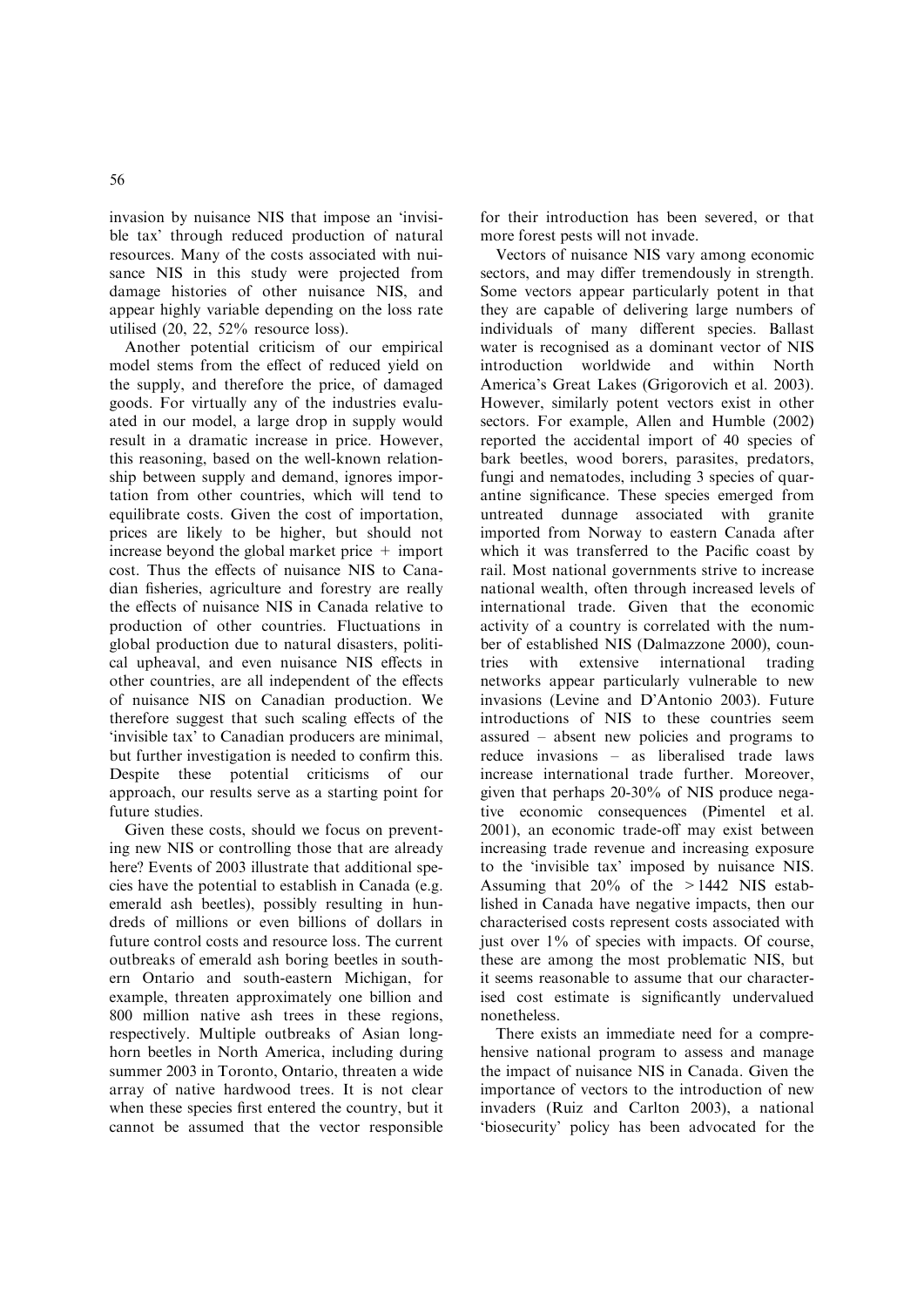invasion by nuisance NIS that impose an 'invisible tax' through reduced production of natural resources. Many of the costs associated with nuisance NIS in this study were projected from damage histories of other nuisance NIS, and appear highly variable depending on the loss rate utilised (20, 22, 52% resource loss).

Another potential criticism of our empirical model stems from the effect of reduced yield on the supply, and therefore the price, of damaged goods. For virtually any of the industries evaluated in our model, a large drop in supply would result in a dramatic increase in price. However, this reasoning, based on the well-known relationship between supply and demand, ignores importation from other countries, which will tend to equilibrate costs. Given the cost of importation, prices are likely to be higher, but should not increase beyond the global market price + import cost. Thus the effects of nuisance NIS to Canadian fisheries, agriculture and forestry are really the effects of nuisance NIS in Canada relative to production of other countries. Fluctuations in global production due to natural disasters, political upheaval, and even nuisance NIS effects in other countries, are all independent of the effects of nuisance NIS on Canadian production. We therefore suggest that such scaling effects of the 'invisible tax' to Canadian producers are minimal, but further investigation is needed to confirm this. Despite these potential criticisms of our approach, our results serve as a starting point for future studies.

Given these costs, should we focus on preventing new NIS or controlling those that are already here? Events of 2003 illustrate that additional species have the potential to establish in Canada (e.g. emerald ash beetles), possibly resulting in hundreds of millions or even billions of dollars in future control costs and resource loss. The current outbreaks of emerald ash boring beetles in southern Ontario and south-eastern Michigan, for example, threaten approximately one billion and 800 million native ash trees in these regions, respectively. Multiple outbreaks of Asian longhorn beetles in North America, including during summer 2003 in Toronto, Ontario, threaten a wide array of native hardwood trees. It is not clear when these species first entered the country, but it cannot be assumed that the vector responsible for their introduction has been severed, or that more forest pests will not invade.

Vectors of nuisance NIS vary among economic sectors, and may differ tremendously in strength. Some vectors appear particularly potent in that they are capable of delivering large numbers of individuals of many different species. Ballast water is recognised as a dominant vector of NIS introduction worldwide and within North America's Great Lakes (Grigorovich et al. 2003). However, similarly potent vectors exist in other sectors. For example, Allen and Humble (2002) reported the accidental import of 40 species of bark beetles, wood borers, parasites, predators, fungi and nematodes, including 3 species of quarantine significance. These species emerged from untreated dunnage associated with granite imported from Norway to eastern Canada after which it was transferred to the Pacific coast by rail. Most national governments strive to increase national wealth, often through increased levels of international trade. Given that the economic activity of a country is correlated with the number of established NIS (Dalmazzone 2000), countries with extensive international trading networks appear particularly vulnerable to new invasions (Levine and D'Antonio 2003). Future introductions of NIS to these countries seem assured – absent new policies and programs to reduce invasions – as liberalised trade laws increase international trade further. Moreover, given that perhaps 20-30% of NIS produce negative economic consequences (Pimentel et al. 2001), an economic trade-off may exist between increasing trade revenue and increasing exposure to the 'invisible tax' imposed by nuisance NIS. Assuming that 20% of the $>1442$ NIS established in Canada have negative impacts, then our characterised costs represent costs associated with just over 1% of species with impacts. Of course, these are among the most problematic NIS, but it seems reasonable to assume that our characterised cost estimate is significantly undervalued nonetheless.

There exists an immediate need for a comprehensive national program to assess and manage the impact of nuisance NIS in Canada. Given the importance of vectors to the introduction of new invaders (Ruiz and Carlton 2003), a national 'biosecurity' policy has been advocated for the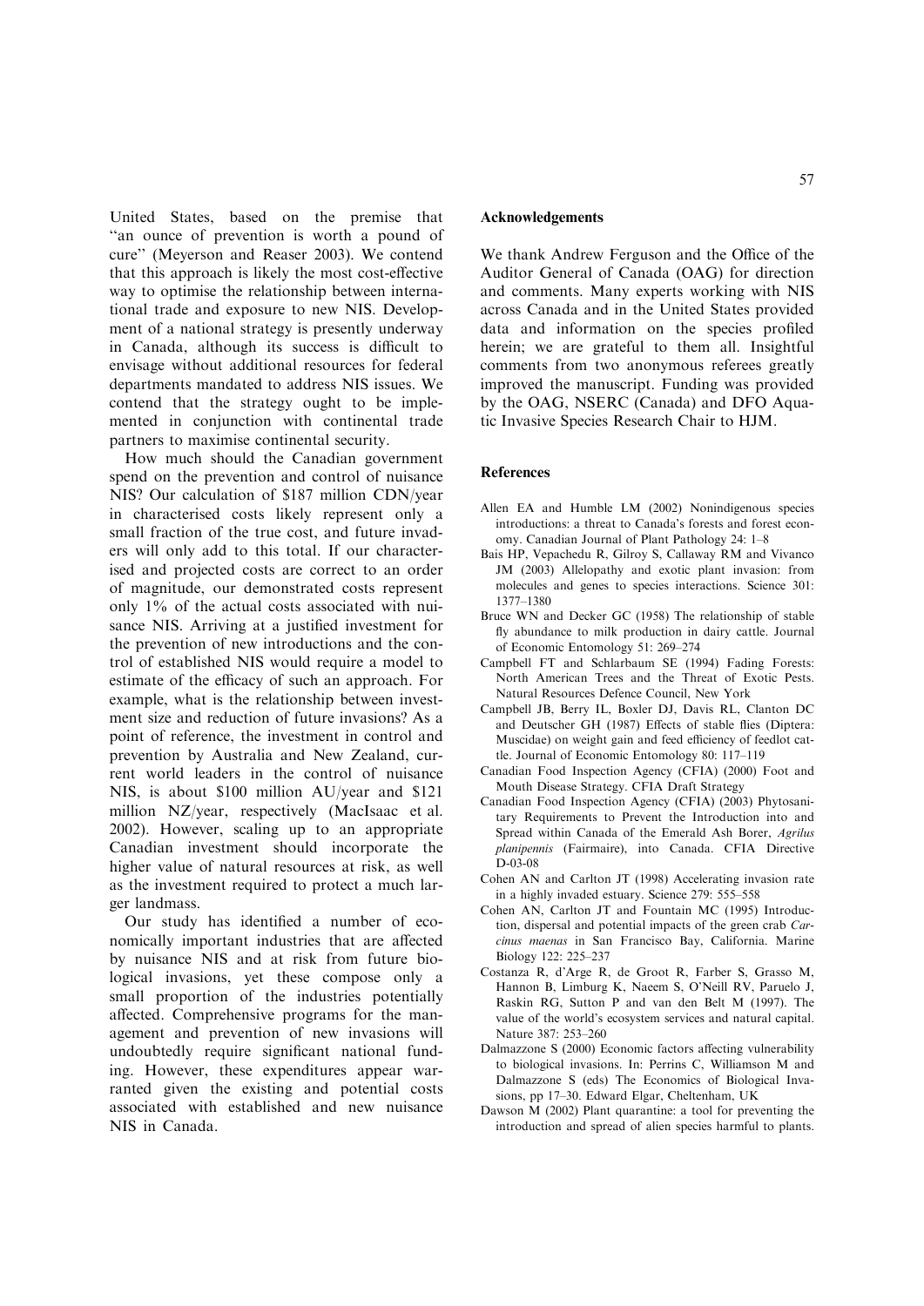United States, based on the premise that "an ounce of prevention is worth a pound of cure" (Meyerson and Reaser 2003). We contend that this approach is likely the most cost-effective way to optimise the relationship between international trade and exposure to new NIS. Development of a national strategy is presently underway in Canada, although its success is difficult to envisage without additional resources for federal departments mandated to address NIS issues. We contend that the strategy ought to be implemented in conjunction with continental trade partners to maximise continental security.

How much should the Canadian government spend on the prevention and control of nuisance NIS? Our calculation of \$187 million CDN/year in characterised costs likely represent only a small fraction of the true cost, and future invaders will only add to this total. If our characterised and projected costs are correct to an order of magnitude, our demonstrated costs represent only 1% of the actual costs associated with nuisance NIS. Arriving at a justified investment for the prevention of new introductions and the control of established NIS would require a model to estimate of the efficacy of such an approach. For example, what is the relationship between investment size and reduction of future invasions? As a point of reference, the investment in control and prevention by Australia and New Zealand, current world leaders in the control of nuisance NIS, is about \$100 million AU/year and \$121 million NZ/year, respectively (MacIsaac et al. 2002). However, scaling up to an appropriate Canadian investment should incorporate the higher value of natural resources at risk, as well as the investment required to protect a much larger landmass.

Our study has identified a number of economically important industries that are affected by nuisance NIS and at risk from future biological invasions, yet these compose only a small proportion of the industries potentially affected. Comprehensive programs for the management and prevention of new invasions will undoubtedly require significant national funding. However, these expenditures appear warranted given the existing and potential costs associated with established and new nuisance NIS in Canada.

## Acknowledgements

We thank Andrew Ferguson and the Office of the Auditor General of Canada (OAG) for direction and comments. Many experts working with NIS across Canada and in the United States provided data and information on the species profiled herein; we are grateful to them all. Insightful comments from two anonymous referees greatly improved the manuscript. Funding was provided by the OAG, NSERC (Canada) and DFO Aquatic Invasive Species Research Chair to HJM.

## References

- Allen EA and Humble LM (2002) Nonindigenous species introductions: a threat to Canada's forests and forest economy. Canadian Journal of Plant Pathology 24: 1–8
- Bais HP, Vepachedu R, Gilroy S, Callaway RM and Vivanco JM (2003) Allelopathy and exotic plant invasion: from molecules and genes to species interactions. Science 301: 1377–1380
- Bruce WN and Decker GC (1958) The relationship of stable fly abundance to milk production in dairy cattle. Journal of Economic Entomology 51: 269–274
- Campbell FT and Schlarbaum SE (1994) Fading Forests: North American Trees and the Threat of Exotic Pests. Natural Resources Defence Council, New York
- Campbell JB, Berry IL, Boxler DJ, Davis RL, Clanton DC and Deutscher GH (1987) Effects of stable flies (Diptera: Muscidae) on weight gain and feed efficiency of feedlot cattle. Journal of Economic Entomology 80: 117–119
- Canadian Food Inspection Agency (CFIA) (2000) Foot and Mouth Disease Strategy. CFIA Draft Strategy
- Canadian Food Inspection Agency (CFIA) (2003) Phytosanitary Requirements to Prevent the Introduction into and Spread within Canada of the Emerald Ash Borer, *Agrilus planipennis* (Fairmaire), into Canada. CFIA Directive D-03-08
- Cohen AN and Carlton JT (1998) Accelerating invasion rate in a highly invaded estuary. Science 279: 555–558
- Cohen AN, Carlton JT and Fountain MC (1995) Introduction, dispersal and potential impacts of the green crab *Carcinus maenas* in San Francisco Bay, California. Marine Biology 122: 225–237
- Costanza R, d'Arge R, de Groot R, Farber S, Grasso M, Hannon B, Limburg K, Naeem S, O'Neill RV, Paruelo J, Raskin RG, Sutton P and van den Belt M (1997). The value of the world's ecosystem services and natural capital. Nature 387: 253–260
- Dalmazzone S (2000) Economic factors affecting vulnerability to biological invasions. In: Perrins C, Williamson M and Dalmazzone S (eds) The Economics of Biological Invasions, pp 17–30. Edward Elgar, Cheltenham, UK
- Dawson M (2002) Plant quarantine: a tool for preventing the introduction and spread of alien species harmful to plants.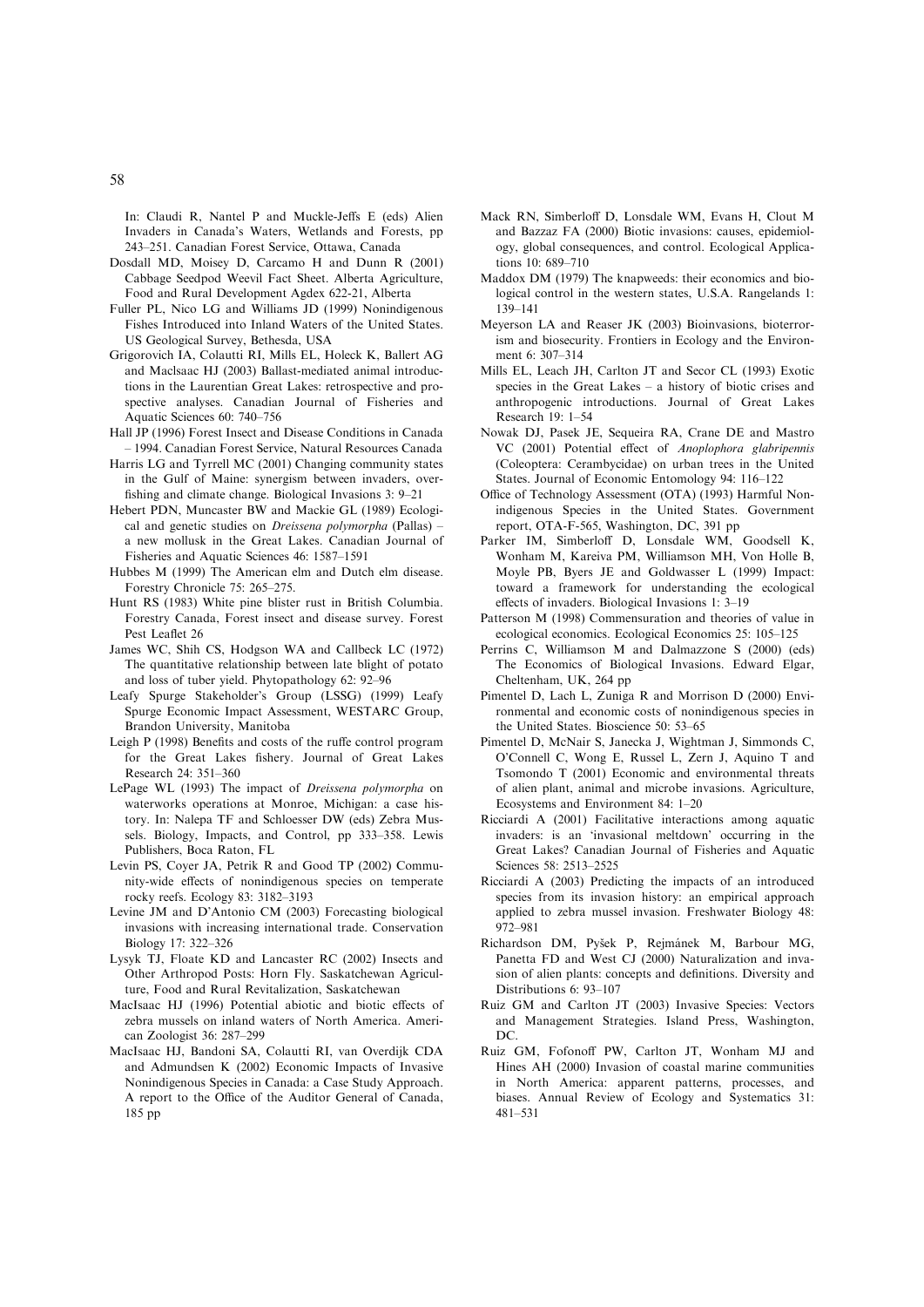In: Claudi R, Nantel P and Muckle-Jeffs E (eds) Alien Invaders in Canada's Waters, Wetlands and Forests, pp 243–251. Canadian Forest Service, Ottawa, Canada

Dosdall MD, Moisey D, Carcamo H and Dunn R (2001) Cabbage Seedpod Weevil Fact Sheet. Alberta Agriculture, Food and Rural Development Agdex 622-21, Alberta

Fuller PL, Nico LG and Williams JD (1999) Nonindigenous Fishes Introduced into Inland Waters of the United States. US Geological Survey, Bethesda, USA

Grigorovich IA, Colautti RI, Mills EL, Holeck K, Ballert AG and MacIsaac HJ (2003) Ballast-mediated animal introductions in the Laurentian Great Lakes: retrospective and prospective analyses. Canadian Journal of Fisheries and Aquatic Sciences 60: 740–756

Hall JP (1996) Forest Insect and Disease Conditions in Canada – 1994. Canadian Forest Service, Natural Resources Canada

Harris LG and Tyrrell MC (2001) Changing community states in the Gulf of Maine: synergism between invaders, overfishing and climate change. Biological Invasions 3: 9–21

Hebert PDN, Muncaster BW and Mackie GL (1989) Ecological and genetic studies on *Dreissena polymorpha* (Pallas) – a new mollusk in the Great Lakes. Canadian Journal of Fisheries and Aquatic Sciences 46: 1587–1591

Hubbes M (1999) The American elm and Dutch elm disease. Forestry Chronicle 75: 265–275.

Hunt RS (1983) White pine blister rust in British Columbia. Forestry Canada, Forest insect and disease survey. Forest Pest Leaflet 26

James WC, Shih CS, Hodgson WA and Callbeck LC (1972) The quantitative relationship between late blight of potato and loss of tuber yield. Phytopathology 62: 92–96

Leafy Spurge Stakeholder's Group (LSSG) (1999) Leafy Spurge Economic Impact Assessment, WESTARC Group, Brandon University, Manitoba

Leigh P (1998) Benefits and costs of the ruffe control program for the Great Lakes fishery. Journal of Great Lakes Research 24: 351–360

LePage WL (1993) The impact of *Dreissena polymorpha* on waterworks operations at Monroe, Michigan: a case history. In: Nalepa TF and Schloesser DW (eds) Zebra Mussels. Biology, Impacts, and Control, pp 333–358. Lewis Publishers, Boca Raton, FL

Levin PS, Coyer JA, Petrik R and Good TP (2002) Community-wide effects of nonindigenous species on temperate rocky reefs. Ecology 83: 3182–3193

Levine JM and D'Antonio CM (2003) Forecasting biological invasions with increasing international trade. Conservation Biology 17: 322–326

Lysyk TJ, Floate KD and Lancaster RC (2002) Insects and Other Arthropod Posts: Horn Fly. Saskatchewan Agriculture, Food and Rural Revitalization, Saskatchewan

MacIsaac HJ (1996) Potential abiotic and biotic effects of zebra mussels on inland waters of North America. American Zoologist 36: 287–299

MacIsaac HJ, Bandoni SA, Colautti RI, van Overdijk CDA and Admundsen K (2002) Economic Impacts of Invasive Nonindigenous Species in Canada: a Case Study Approach. A report to the Office of the Auditor General of Canada, 185 pp

Mack RN, Simberloff D, Lonsdale WM, Evans H, Clout M and Bazzaz FA (2000) Biotic invasions: causes, epidemiology, global consequences, and control. Ecological Applications 10: 689–710

Maddox DM (1979) The knapweeds: their economics and biological control in the western states, U.S.A. Rangelands 1: 139–141

Meyerson LA and Reaser JK (2003) Bioinvasions, bioterrorism and biosecurity. Frontiers in Ecology and the Environment 6: 307–314

Mills EL, Leach JH, Carlton JT and Secor CL (1993) Exotic species in the Great Lakes – a history of biotic crises and anthropogenic introductions. Journal of Great Lakes Research 19: 1–54

Nowak DJ, Pasek JE, Sequeira RA, Crane DE and Mastro VC (2001) Potential effect of *Anoplophora glabripennis* (Coleoptera: Cerambycidae) on urban trees in the United States. Journal of Economic Entomology 94: 116–122

Office of Technology Assessment (OTA) (1993) Harmful Nonindigenous Species in the United States. Government report, OTA-F-565, Washington, DC, 391 pp

Parker IM, Simberloff D, Lonsdale WM, Goodsell K, Wonham M, Kareiva PM, Williamson MH, Von Holle B, Moyle PB, Byers JE and Goldwasser L (1999) Impact: toward a framework for understanding the ecological effects of invaders. Biological Invasions 1: 3–19

Patterson M (1998) Commensuration and theories of value in ecological economics. Ecological Economics 25: 105–125

Perrins C, Williamson M and Dalmazzone S (2000) (eds) The Economics of Biological Invasions. Edward Elgar, Cheltenham, UK, 264 pp

Pimentel D, Lach L, Zuniga R and Morrison D (2000) Environmental and economic costs of nonindigenous species in the United States. Bioscience 50: 53–65

Pimentel D, McNair S, Janecka J, Wightman J, Simmonds C, O'Connell C, Wong E, Russel L, Zern J, Aquino T and Tsomondo T (2001) Economic and environmental threats of alien plant, animal and microbe invasions. Agriculture, Ecosystems and Environment 84: 1–20

Ricciardi A (2001) Facilitative interactions among aquatic invaders: is an 'invasional meltdown' occurring in the Great Lakes? Canadian Journal of Fisheries and Aquatic Sciences 58: 2513–2525

Ricciardi A (2003) Predicting the impacts of an introduced species from its invasion history: an empirical approach applied to zebra mussel invasion. Freshwater Biology 48: 972–981

Richardson DM, Pyšek P, Rejmánek M, Barbour MG, Panetta FD and West CJ (2000) Naturalization and invasion of alien plants: concepts and definitions. Diversity and Distributions 6: 93–107

Ruiz GM and Carlton JT (2003) Invasive Species: Vectors and Management Strategies. Island Press, Washington, DC.

Ruiz GM, Fofonoff PW, Carlton JT, Wonham MJ and Hines AH (2000) Invasion of coastal marine communities in North America: apparent patterns, processes, and biases. Annual Review of Ecology and Systematics 31: 481–531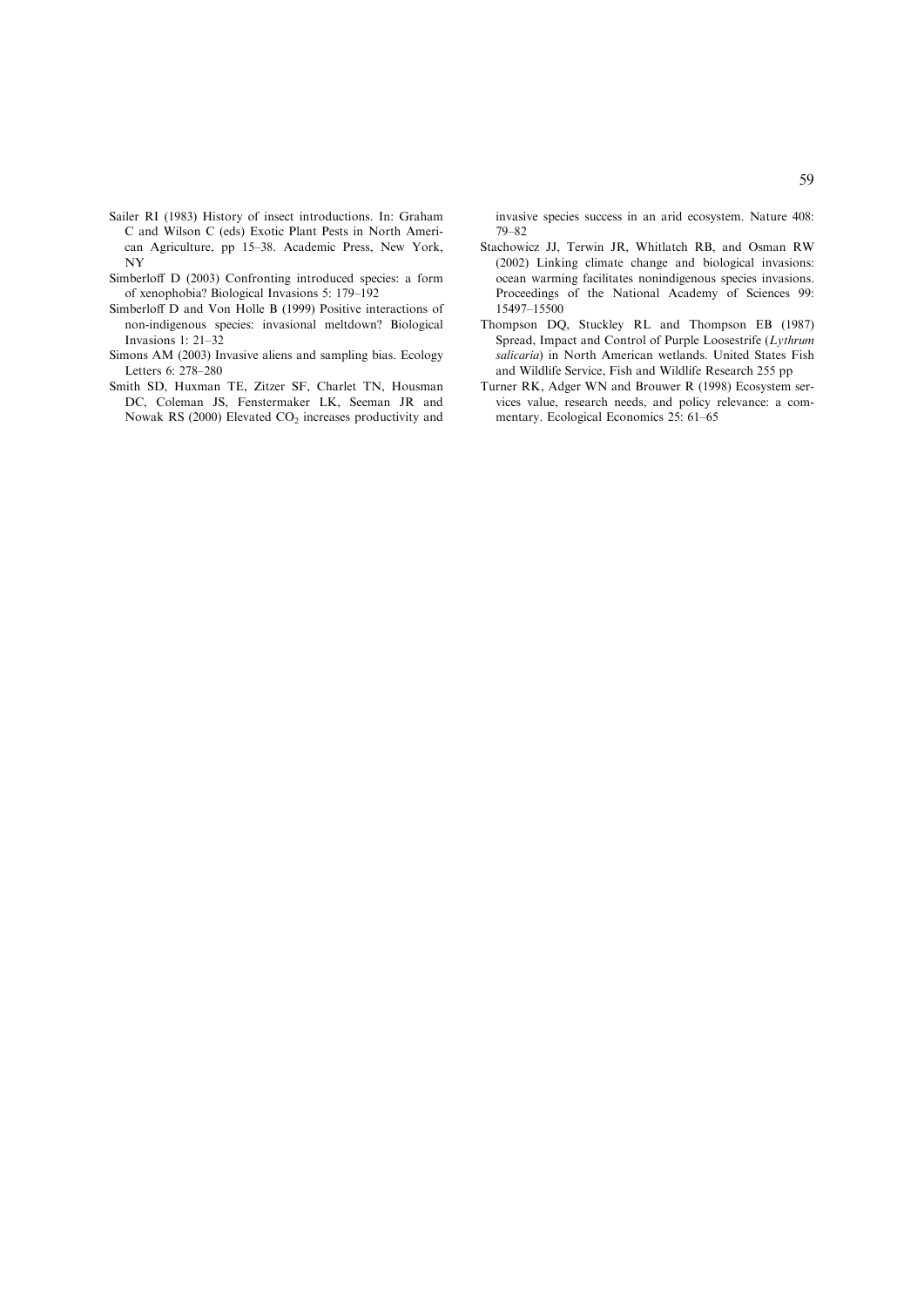Sailer RI (1983) History of insect introductions. In: Graham C and Wilson C (eds) Exotic Plant Pests in North American Agriculture, pp 15–38. Academic Press, New York, NY

Simberloff D (2003) Confronting introduced species: a form of xenophobia? Biological Invasions 5: 179–192

Simberloff D and Von Holle B (1999) Positive interactions of non-indigenous species: invasional meltdown? Biological Invasions 1: 21–32

Simons AM (2003) Invasive aliens and sampling bias. Ecology Letters 6: 278–280

Smith SD, Huxman TE, Zitzer SF, Charlet TN, Housman DC, Coleman JS, Fenstermaker LK, Seeman JR and Nowak RS (2000) Elevated $CO_2$ increases productivity and invasive species success in an arid ecosystem. Nature 408: 79–82

Stachowicz JJ, Terwin JR, Whitlatch RB, and Osman RW (2002) Linking climate change and biological invasions: ocean warming facilitates nonindigenous species invasions. Proceedings of the National Academy of Sciences 99: 15497–15500

Thompson DQ, Stuckley RL and Thompson EB (1987) Spread, Impact and Control of Purple Loosestrife (*Lythrum salicaria*) in North American wetlands. United States Fish and Wildlife Service, Fish and Wildlife Research 255 pp

Turner RK, Adger WN and Brouwer R (1998) Ecosystem services value, research needs, and policy relevance: a commentary. Ecological Economics 25: 61–65